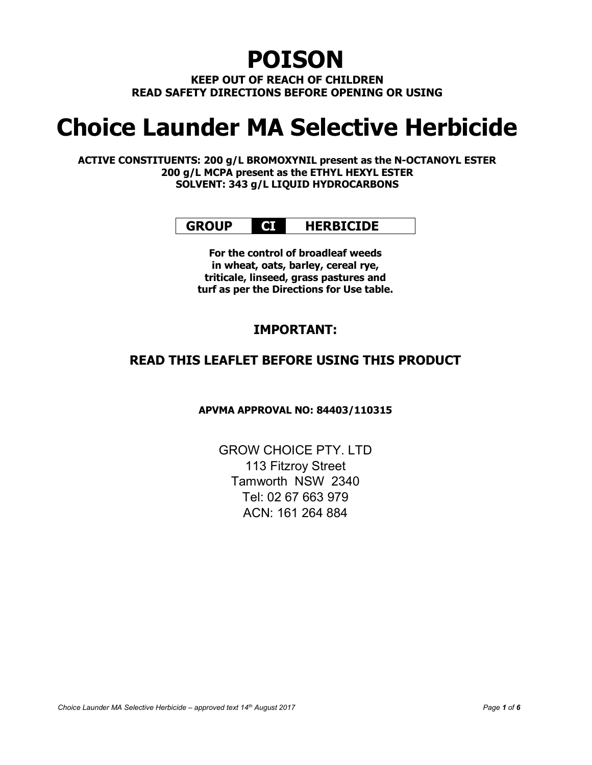# POISON

**KEEP OUT OF REACH OF CHILDREN**
**READ SAFETY DIRECTIONS BEFORE OPENING OR USING**

# Choice Launder MA Selective Herbicide

**ACTIVE CONSTITUENTS: 200 g/L BROMOXYNIL present as the N-OCTANOYL ESTER**
**200 g/L MCPA present as the ETHYL HEXYL ESTER**
**SOLVENT: 343 g/L LIQUID HYDROCARBONS**

| GROUP | CI | HERBICIDE |
|---|---|---|

**For the control of broadleaf weeds in wheat, oats, barley, cereal rye, triticale, linseed, grass pastures and turf as per the Directions for Use table.**

## IMPORTANT:

## READ THIS LEAFLET BEFORE USING THIS PRODUCT

**APVMA APPROVAL NO: 84403/110315**

GROW CHOICE PTY. LTD
113 Fitzroy Street
Tamworth NSW 2340
Tel: 02 67 663 979
ACN: 161 264 884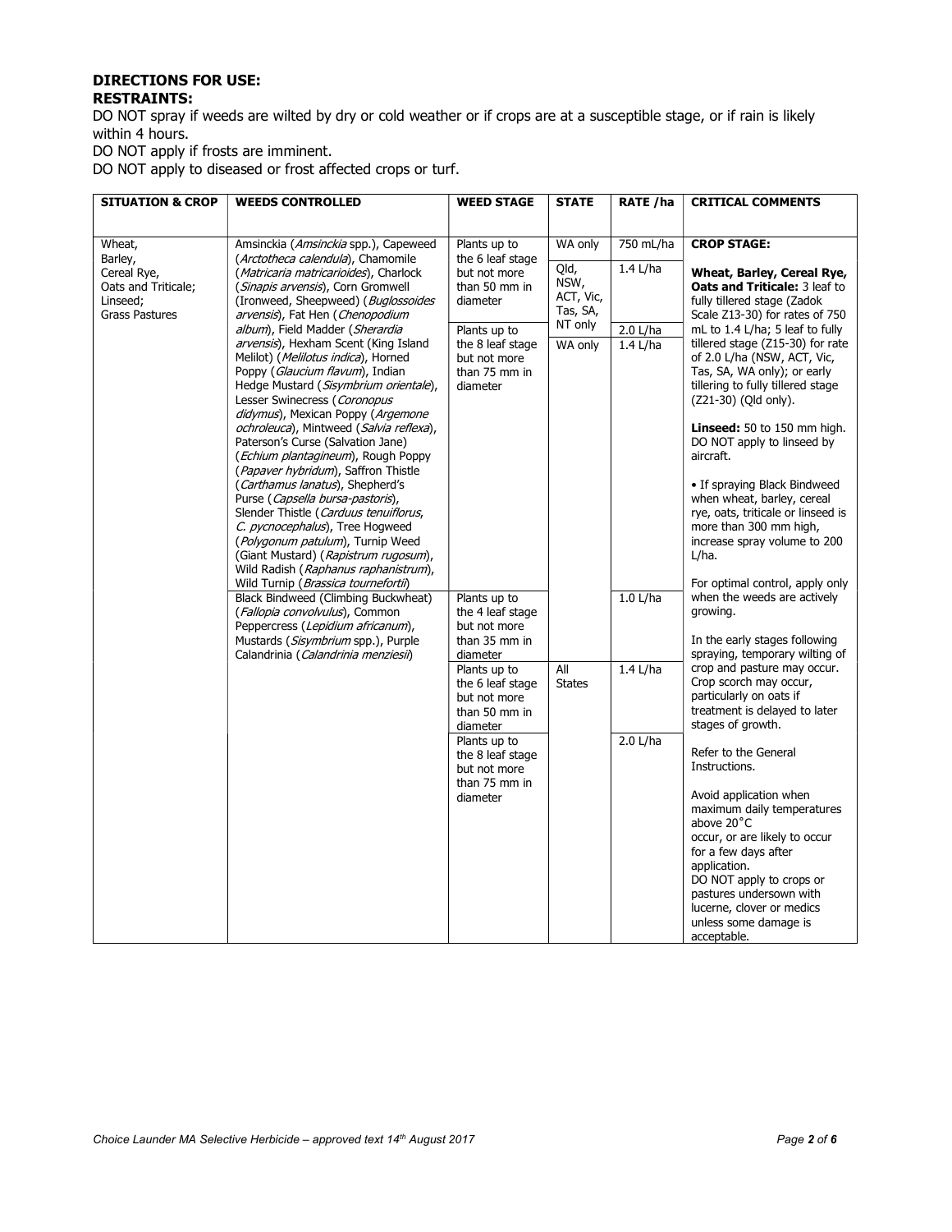## DIRECTIONS FOR USE:

### RESTRAINTS:

DO NOT spray if weeds are wilted by dry or cold weather or if crops are at a susceptible stage, or if rain is likely within 4 hours.

DO NOT apply if frosts are imminent.

DO NOT apply to diseased or frost affected crops or turf.

| SITUATION & CROP | WEEDS CONTROLLED | WEED STAGE | STATE | RATE /ha | CRITICAL COMMENTS |
|---|---|---|---|---|---|
| Wheat, Barley, Cereal Rye, Oats and Triticale; Linseed; Grass Pastures | Amsinckia (*Amsinckia* spp.), Capeweed (*Arctotheca calendula*), Chamomile (*Matricaria matricarioides*), Charlock (*Sinapis arvensis*), Corn Gromwell (Ironweed, Sheepweed) (*Buglossoides arvensis*), Fat Hen (*Chenopodium album*), Field Madder (*Sherardia arvensis*), Hexham Scent (King Island Melilot) (*Melilotus indica*), Horned Poppy (*Glaucium flavum*), Indian Hedge Mustard (*Sisymbrium orientale*), Lesser Swinecress (*Coronopus didymus*), Mexican Poppy (*Argemone ochroleuca*), Mintweed (*Salvia reflexa*), Paterson's Curse (Salvation Jane) (*Echium plantagineum*), Rough Poppy (*Papaver hybridum*), Saffron Thistle (*Carthamus lanatus*), Shepherd's Purse (*Capsella bursa-pastoris*), Slender Thistle (*Carduus tenuiflorus, C. pycnocephalus*), Tree Hogweed (*Polygonum patulum*), Turnip Weed (Giant Mustard) (*Rapistrum rugosum*), Wild Radish (*Raphanus raphanistrum*), Wild Turnip (*Brassica tournefortii*) | Plants up to the 6 leaf stage but not more than 50 mm in diameter | WA only | 750 mL/ha | **CROP STAGE:**<br><br>**Wheat, Barley, Cereal Rye, Oats and Triticale:** 3 leaf to fully tillered stage (Zadok Scale Z13-30) for rates of 750 mL to 1.4 L/ha; 5 leaf to fully tillered stage (Z15-30) for rate of 2.0 L/ha (NSW, ACT, Vic, Tas, SA, WA only); or early tillering to fully tillered stage (Z21-30) (Qld only).<br><br>**Linseed:** 50 to 150 mm high. DO NOT apply to linseed by aircraft.<br><br>• If spraying Black Bindweed when wheat, barley, cereal rye, oats, triticale or linseed is more than 300 mm high, increase spray volume to 200 L/ha.<br><br>For optimal control, apply only when the weeds are actively growing.<br><br>In the early stages following spraying, temporary wilting of crop and pasture may occur. Crop scorch may occur, particularly on oats if treatment is delayed to later stages of growth.<br><br>Refer to the General Instructions.<br><br>Avoid application when maximum daily temperatures above 20˚C occur, or are likely to occur for a few days after application.<br>DO NOT apply to crops or pastures undersown with lucerne, clover or medics unless some damage is acceptable. |
| | | | Qld, NSW, ACT, Vic, Tas, SA, NT only | 1.4 L/ha | |
| | | Plants up to the 8 leaf stage but not more than 75 mm in diameter | | 2.0 L/ha | |
| | | | WA only | 1.4 L/ha | |
| | Black Bindweed (Climbing Buckwheat) (*Fallopia convolvulus*), Common Peppercress (*Lepidium africanum*), Mustards (*Sisymbrium* spp.), Purple Calandrinia (*Calandrinia menziesii*) | Plants up to the 4 leaf stage but not more than 35 mm in diameter | | 1.0 L/ha | |
| | | Plants up to the 6 leaf stage but not more than 50 mm in diameter | All States | 1.4 L/ha | |
| | | Plants up to the 8 leaf stage but not more than 75 mm in diameter | | 2.0 L/ha | |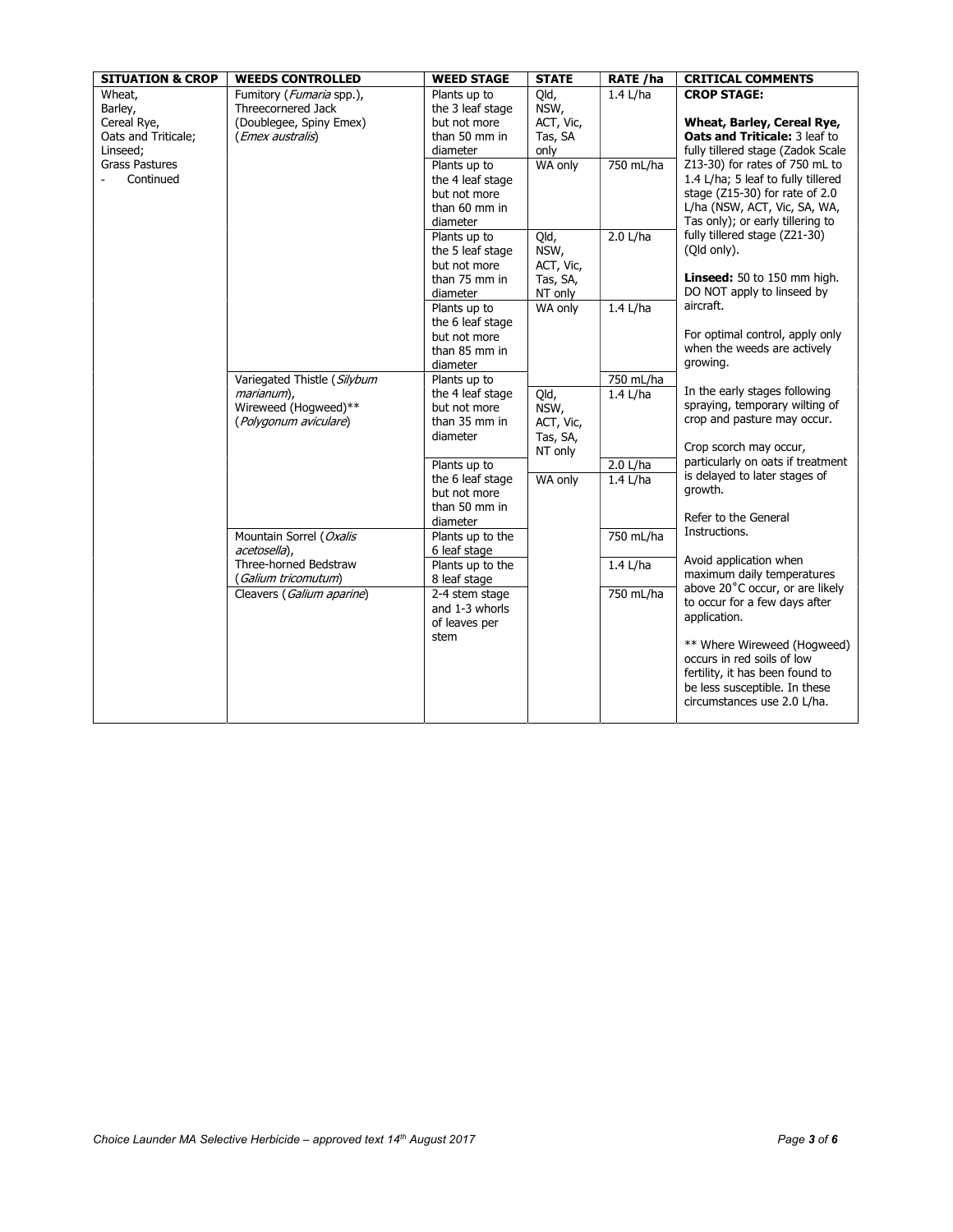| SITUATION & CROP | WEEDS CONTROLLED | WEED STAGE | STATE | RATE /ha | CRITICAL COMMENTS |
|---|---|---|---|---|---|
| Wheat,<br>Barley,<br>Cereal Rye,<br>Oats and Triticale;<br>Linseed;<br>Grass Pastures<br>- Continued | Fumitory (*Fumaria* spp.),<br>Threecornered Jack<br>(Doublegee, Spiny Emex)<br>(*Emex australis*) | Plants up to the 3 leaf stage but not more than 50 mm in diameter | Qld, NSW, ACT, Vic, Tas, SA only | 1.4 L/ha | **CROP STAGE:**<br><br>**Wheat, Barley, Cereal Rye, Oats and Triticale:** 3 leaf to fully tillered stage (Zadok Scale Z13-30) for rates of 750 mL to 1.4 L/ha; 5 leaf to fully tillered stage (Z15-30) for rate of 2.0 L/ha (NSW, ACT, Vic, SA, WA, Tas only); or early tillering to fully tillered stage (Z21-30) (Qld only).<br><br>**Linseed:** 50 to 150 mm high. DO NOT apply to linseed by aircraft.<br><br>For optimal control, apply only when the weeds are actively growing.<br><br>In the early stages following spraying, temporary wilting of crop and pasture may occur.<br><br>Crop scorch may occur, particularly on oats if treatment is delayed to later stages of growth.<br><br>Refer to the General Instructions.<br><br>Avoid application when maximum daily temperatures above 20˚C occur, or are likely to occur for a few days after application.<br><br>** Where Wireweed (Hogweed) occurs in red soils of low fertility, it has been found to be less susceptible. In these circumstances use 2.0 L/ha. |
| | | Plants up to the 4 leaf stage but not more than 60 mm in diameter | WA only | 750 mL/ha | |
| | | Plants up to the 5 leaf stage but not more than 75 mm in diameter | Qld, NSW, ACT, Vic, Tas, SA, NT only | 2.0 L/ha | |
| | | Plants up to the 6 leaf stage but not more than 85 mm in diameter | WA only | 1.4 L/ha | |
| | Variegated Thistle (*Silybum marianum*),<br>Wireweed (Hogweed)**<br>(*Polygonum aviculare*) | Plants up to the 4 leaf stage but not more than 35 mm in diameter | | 750 mL/ha | |
| | | | Qld, NSW, ACT, Vic, Tas, SA, NT only | 1.4 L/ha | |
| | | Plants up to the 6 leaf stage but not more than 50 mm in diameter | | 2.0 L/ha | |
| | | | WA only | 1.4 L/ha | |
| | Mountain Sorrel (*Oxalis acetosella*), | Plants up to the 6 leaf stage | | 750 mL/ha | |
| | Three-horned Bedstraw (*Galium tricomutum*) | Plants up to the 8 leaf stage | | 1.4 L/ha | |
| | Cleavers (*Galium aparine*) | 2-4 stem stage and 1-3 whorls of leaves per stem | | 750 mL/ha | |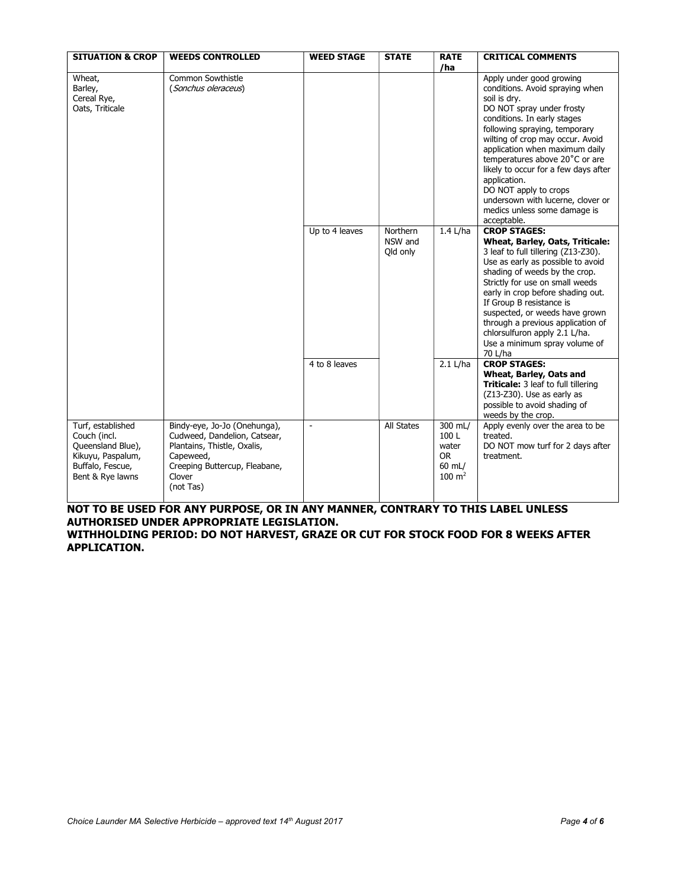| SITUATION & CROP | WEEDS CONTROLLED | WEED STAGE | STATE | RATE /ha | CRITICAL COMMENTS |
|---|---|---|---|---|---|
| Wheat, Barley, Cereal Rye, Oats, Triticale | Common Sowthistle (*Sonchus oleraceus*) | | | | Apply under good growing conditions. Avoid spraying when soil is dry. DO NOT spray under frosty conditions. In early stages following spraying, temporary wilting of crop may occur. Avoid application when maximum daily temperatures above 20˚C or are likely to occur for a few days after application. DO NOT apply to crops undersown with lucerne, clover or medics unless some damage is acceptable. |
| | | Up to 4 leaves | Northern NSW and Qld only | 1.4 L/ha | **CROP STAGES: Wheat, Barley, Oats, Triticale:** 3 leaf to full tillering (Z13-Z30). Use as early as possible to avoid shading of weeds by the crop. Strictly for use on small weeds early in crop before shading out. If Group B resistance is suspected, or weeds have grown through a previous application of chlorsulfuron apply 2.1 L/ha. Use a minimum spray volume of 70 L/ha |
| | | 4 to 8 leaves | | 2.1 L/ha | **CROP STAGES: Wheat, Barley, Oats and Triticale:** 3 leaf to full tillering (Z13-Z30). Use as early as possible to avoid shading of weeds by the crop. |
| Turf, established Couch (incl. Queensland Blue), Kikuyu, Paspalum, Buffalo, Fescue, Bent & Rye lawns | Bindy-eye, Jo-Jo (Onehunga), Cudweed, Dandelion, Catsear, Plantains, Thistle, Oxalis, Capeweed, Creeping Buttercup, Fleabane, Clover (not Tas) | - | All States | 300 mL/ 100 L water OR 60 mL/ 100 m$^2$ | Apply evenly over the area to be treated. DO NOT mow turf for 2 days after treatment. |

**NOT TO BE USED FOR ANY PURPOSE, OR IN ANY MANNER, CONTRARY TO THIS LABEL UNLESS AUTHORISED UNDER APPROPRIATE LEGISLATION.**

**WITHHOLDING PERIOD: DO NOT HARVEST, GRAZE OR CUT FOR STOCK FOOD FOR 8 WEEKS AFTER APPLICATION.**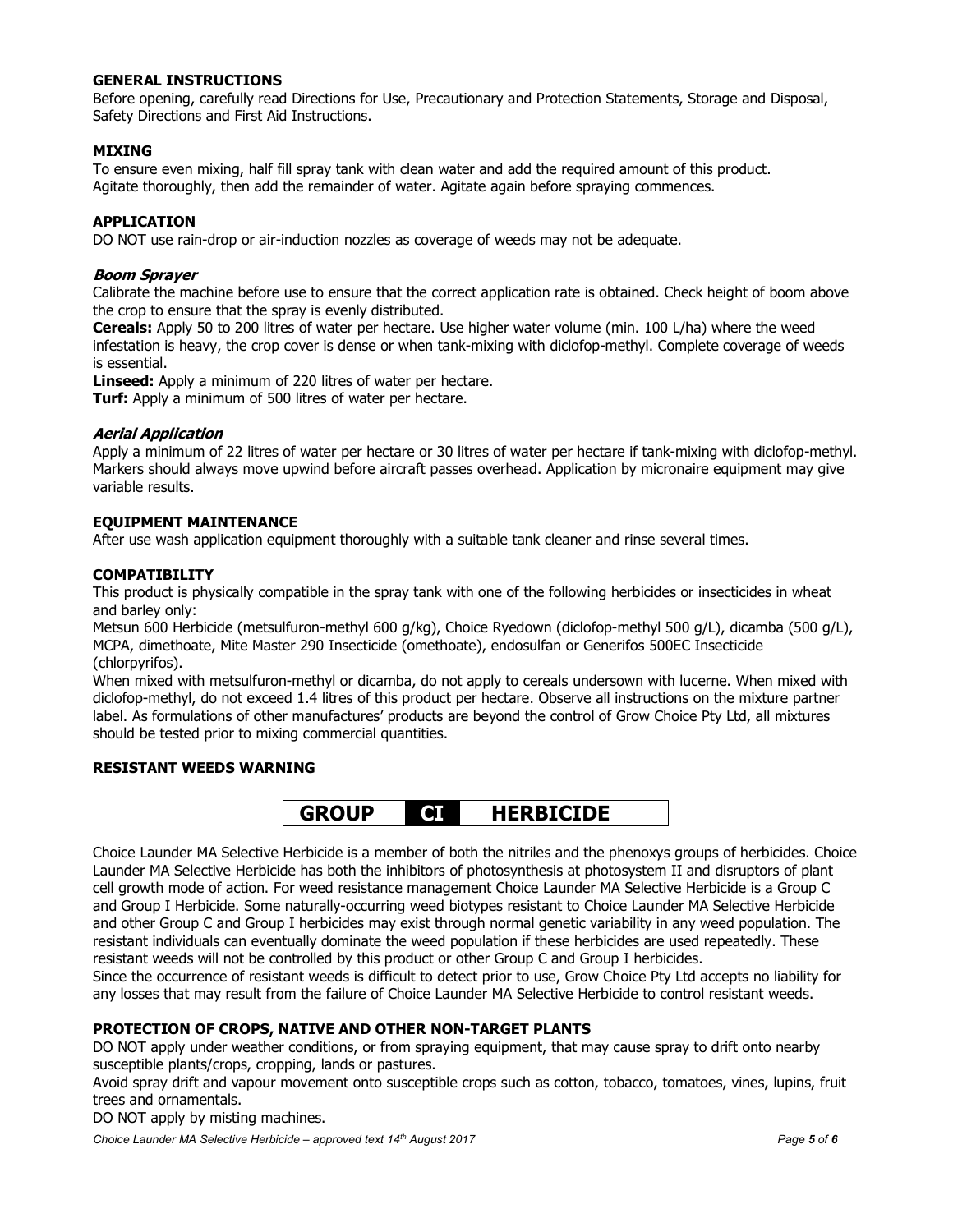## GENERAL INSTRUCTIONS

Before opening, carefully read Directions for Use, Precautionary and Protection Statements, Storage and Disposal, Safety Directions and First Aid Instructions.

## MIXING

To ensure even mixing, half fill spray tank with clean water and add the required amount of this product. Agitate thoroughly, then add the remainder of water. Agitate again before spraying commences.

## APPLICATION

DO NOT use rain-drop or air-induction nozzles as coverage of weeds may not be adequate.

### *Boom Sprayer*

Calibrate the machine before use to ensure that the correct application rate is obtained. Check height of boom above the crop to ensure that the spray is evenly distributed.

**Cereals:** Apply 50 to 200 litres of water per hectare. Use higher water volume (min. 100 L/ha) where the weed infestation is heavy, the crop cover is dense or when tank-mixing with diclofop-methyl. Complete coverage of weeds is essential.

**Linseed:** Apply a minimum of 220 litres of water per hectare.

**Turf:** Apply a minimum of 500 litres of water per hectare.

### *Aerial Application*

Apply a minimum of 22 litres of water per hectare or 30 litres of water per hectare if tank-mixing with diclofop-methyl. Markers should always move upwind before aircraft passes overhead. Application by micronaire equipment may give variable results.

## EQUIPMENT MAINTENANCE

After use wash application equipment thoroughly with a suitable tank cleaner and rinse several times.

## COMPATIBILITY

This product is physically compatible in the spray tank with one of the following herbicides or insecticides in wheat and barley only:

Metsun 600 Herbicide (metsulfuron-methyl 600 g/kg), Choice Ryedown (diclofop-methyl 500 g/L), dicamba (500 g/L), MCPA, dimethoate, Mite Master 290 Insecticide (omethoate), endosulfan or Generifos 500EC Insecticide (chlorpyrifos).

When mixed with metsulfuron-methyl or dicamba, do not apply to cereals undersown with lucerne. When mixed with diclofop-methyl, do not exceed 1.4 litres of this product per hectare. Observe all instructions on the mixture partner label. As formulations of other manufactures' products are beyond the control of Grow Choice Pty Ltd, all mixtures should be tested prior to mixing commercial quantities.

## RESISTANT WEEDS WARNING

**GROUP CI HERBICIDE**

Choice Launder MA Selective Herbicide is a member of both the nitriles and the phenoxys groups of herbicides. Choice Launder MA Selective Herbicide has both the inhibitors of photosynthesis at photosystem II and disruptors of plant cell growth mode of action. For weed resistance management Choice Launder MA Selective Herbicide is a Group C and Group I Herbicide. Some naturally-occurring weed biotypes resistant to Choice Launder MA Selective Herbicide and other Group C and Group I herbicides may exist through normal genetic variability in any weed population. The resistant individuals can eventually dominate the weed population if these herbicides are used repeatedly. These resistant weeds will not be controlled by this product or other Group C and Group I herbicides.

Since the occurrence of resistant weeds is difficult to detect prior to use, Grow Choice Pty Ltd accepts no liability for any losses that may result from the failure of Choice Launder MA Selective Herbicide to control resistant weeds.

## PROTECTION OF CROPS, NATIVE AND OTHER NON-TARGET PLANTS

DO NOT apply under weather conditions, or from spraying equipment, that may cause spray to drift onto nearby susceptible plants/crops, cropping, lands or pastures.

Avoid spray drift and vapour movement onto susceptible crops such as cotton, tobacco, tomatoes, vines, lupins, fruit trees and ornamentals.

DO NOT apply by misting machines.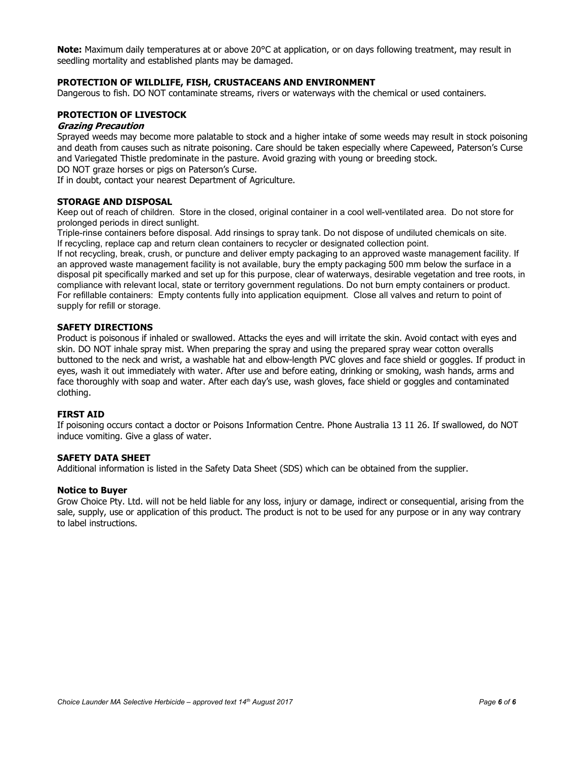**Note:** Maximum daily temperatures at or above 20°C at application, or on days following treatment, may result in seedling mortality and established plants may be damaged.

## PROTECTION OF WILDLIFE, FISH, CRUSTACEANS AND ENVIRONMENT

Dangerous to fish. DO NOT contaminate streams, rivers or waterways with the chemical or used containers.

## PROTECTION OF LIVESTOCK

***Grazing Precaution***

Sprayed weeds may become more palatable to stock and a higher intake of some weeds may result in stock poisoning and death from causes such as nitrate poisoning. Care should be taken especially where Capeweed, Paterson's Curse and Variegated Thistle predominate in the pasture. Avoid grazing with young or breeding stock.

DO NOT graze horses or pigs on Paterson's Curse.

If in doubt, contact your nearest Department of Agriculture.

## STORAGE AND DISPOSAL

Keep out of reach of children. Store in the closed, original container in a cool well-ventilated area. Do not store for prolonged periods in direct sunlight.

Triple-rinse containers before disposal. Add rinsings to spray tank. Do not dispose of undiluted chemicals on site.
If recycling, replace cap and return clean containers to recycler or designated collection point.
If not recycling, break, crush, or puncture and deliver empty packaging to an approved waste management facility. If an approved waste management facility is not available, bury the empty packaging 500 mm below the surface in a disposal pit specifically marked and set up for this purpose, clear of waterways, desirable vegetation and tree roots, in compliance with relevant local, state or territory government regulations. Do not burn empty containers or product.
For refillable containers: Empty contents fully into application equipment. Close all valves and return to point of supply for refill or storage.

## SAFETY DIRECTIONS

Product is poisonous if inhaled or swallowed. Attacks the eyes and will irritate the skin. Avoid contact with eyes and skin. DO NOT inhale spray mist. When preparing the spray and using the prepared spray wear cotton overalls buttoned to the neck and wrist, a washable hat and elbow-length PVC gloves and face shield or goggles. If product in eyes, wash it out immediately with water. After use and before eating, drinking or smoking, wash hands, arms and face thoroughly with soap and water. After each day's use, wash gloves, face shield or goggles and contaminated clothing.

## FIRST AID

If poisoning occurs contact a doctor or Poisons Information Centre. Phone Australia 13 11 26. If swallowed, do NOT induce vomiting. Give a glass of water.

## SAFETY DATA SHEET

Additional information is listed in the Safety Data Sheet (SDS) which can be obtained from the supplier.

## Notice to Buyer

Grow Choice Pty. Ltd. will not be held liable for any loss, injury or damage, indirect or consequential, arising from the sale, supply, use or application of this product. The product is not to be used for any purpose or in any way contrary to label instructions.